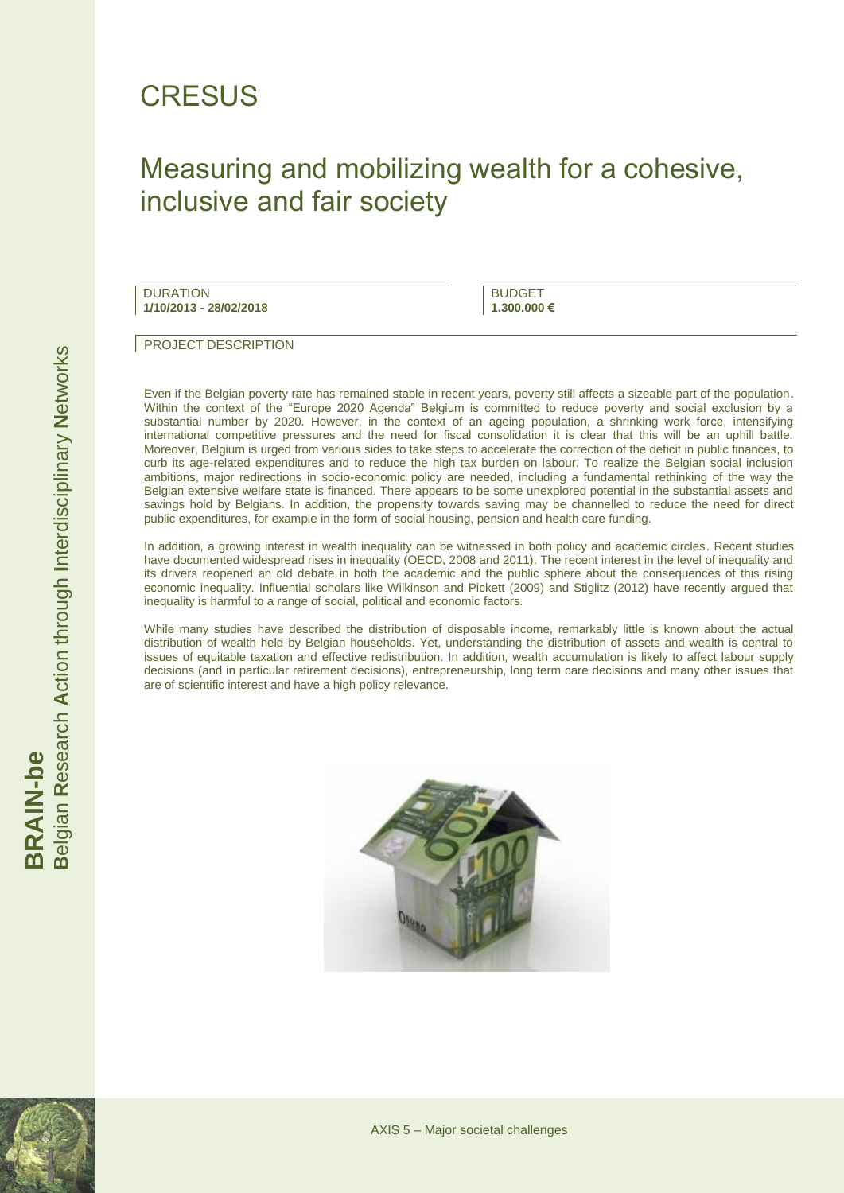# CRESUS

## Measuring and mobilizing wealth for a cohesive, inclusive and fair society

| DURATION | BUDGET |
| --- | --- |
| **1/10/2013 - 28/02/2018** | **1.300.000 €** |

### PROJECT DESCRIPTION

Even if the Belgian poverty rate has remained stable in recent years, poverty still affects a sizeable part of the population. Within the context of the "Europe 2020 Agenda" Belgium is committed to reduce poverty and social exclusion by a substantial number by 2020. However, in the context of an ageing population, a shrinking work force, intensifying international competitive pressures and the need for fiscal consolidation it is clear that this will be an uphill battle. Moreover, Belgium is urged from various sides to take steps to accelerate the correction of the deficit in public finances, to curb its age-related expenditures and to reduce the high tax burden on labour. To realize the Belgian social inclusion ambitions, major redirections in socio-economic policy are needed, including a fundamental rethinking of the way the Belgian extensive welfare state is financed. There appears to be some unexplored potential in the substantial assets and savings hold by Belgians. In addition, the propensity towards saving may be channelled to reduce the need for direct public expenditures, for example in the form of social housing, pension and health care funding.

In addition, a growing interest in wealth inequality can be witnessed in both policy and academic circles. Recent studies have documented widespread rises in inequality (OECD, 2008 and 2011). The recent interest in the level of inequality and its drivers reopened an old debate in both the academic and the public sphere about the consequences of this rising economic inequality. Influential scholars like Wilkinson and Pickett (2009) and Stiglitz (2012) have recently argued that inequality is harmful to a range of social, political and economic factors.

While many studies have described the distribution of disposable income, remarkably little is known about the actual distribution of wealth held by Belgian households. Yet, understanding the distribution of assets and wealth is central to issues of equitable taxation and effective redistribution. In addition, wealth accumulation is likely to affect labour supply decisions (and in particular retirement decisions), entrepreneurship, long term care decisions and many other issues that are of scientific interest and have a high policy relevance.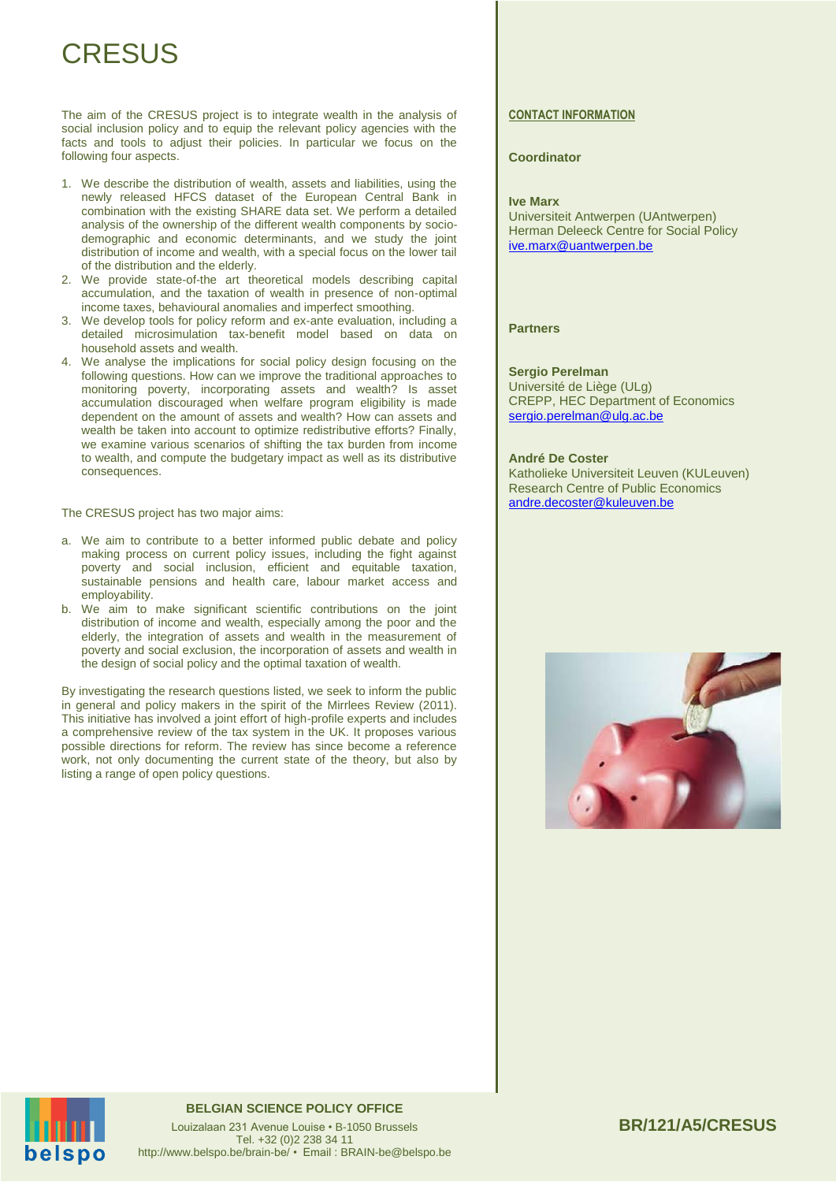# CRESUS

The aim of the CRESUS project is to integrate wealth in the analysis of social inclusion policy and to equip the relevant policy agencies with the facts and tools to adjust their policies. In particular we focus on the following four aspects.

1. We describe the distribution of wealth, assets and liabilities, using the newly released HFCS dataset of the European Central Bank in combination with the existing SHARE data set. We perform a detailed analysis of the ownership of the different wealth components by socio-demographic and economic determinants, and we study the joint distribution of income and wealth, with a special focus on the lower tail of the distribution and the elderly.
2. We provide state-of-the art theoretical models describing capital accumulation, and the taxation of wealth in presence of non-optimal income taxes, behavioural anomalies and imperfect smoothing.
3. We develop tools for policy reform and ex-ante evaluation, including a detailed microsimulation tax-benefit model based on data on household assets and wealth.
4. We analyse the implications for social policy design focusing on the following questions. How can we improve the traditional approaches to monitoring poverty, incorporating assets and wealth? Is asset accumulation discouraged when welfare program eligibility is made dependent on the amount of assets and wealth? How can assets and wealth be taken into account to optimize redistributive efforts? Finally, we examine various scenarios of shifting the tax burden from income to wealth, and compute the budgetary impact as well as its distributive consequences.

The CRESUS project has two major aims:

a. We aim to contribute to a better informed public debate and policy making process on current policy issues, including the fight against poverty and social inclusion, efficient and equitable taxation, sustainable pensions and health care, labour market access and employability.
b. We aim to make significant scientific contributions on the joint distribution of income and wealth, especially among the poor and the elderly, the integration of assets and wealth in the measurement of poverty and social exclusion, the incorporation of assets and wealth in the design of social policy and the optimal taxation of wealth.

By investigating the research questions listed, we seek to inform the public in general and policy makers in the spirit of the Mirrlees Review (2011). This initiative has involved a joint effort of high-profile experts and includes a comprehensive review of the tax system in the UK. It proposes various possible directions for reform. The review has since become a reference work, not only documenting the current state of the theory, but also by listing a range of open policy questions.

## CONTACT INFORMATION

**Coordinator**

**Ive Marx**
Universiteit Antwerpen (UAntwerpen)
Herman Deleeck Centre for Social Policy
ive.marx@uantwerpen.be

**Partners**

**Sergio Perelman**
Université de Liège (ULg)
CREPP, HEC Department of Economics
sergio.perelman@ulg.ac.be

**André De Coster**
Katholieke Universiteit Leuven (KULeuven)
Research Centre of Public Economics
andre.decoster@kuleuven.be

**BELGIAN SCIENCE POLICY OFFICE**
Louizalaan 231 Avenue Louise • B-1050 Brussels
Tel. +32 (0)2 238 34 11
http://www.belspo.be/brain-be/ • Email : BRAIN-be@belspo.be

**BR/121/A5/CRESUS**